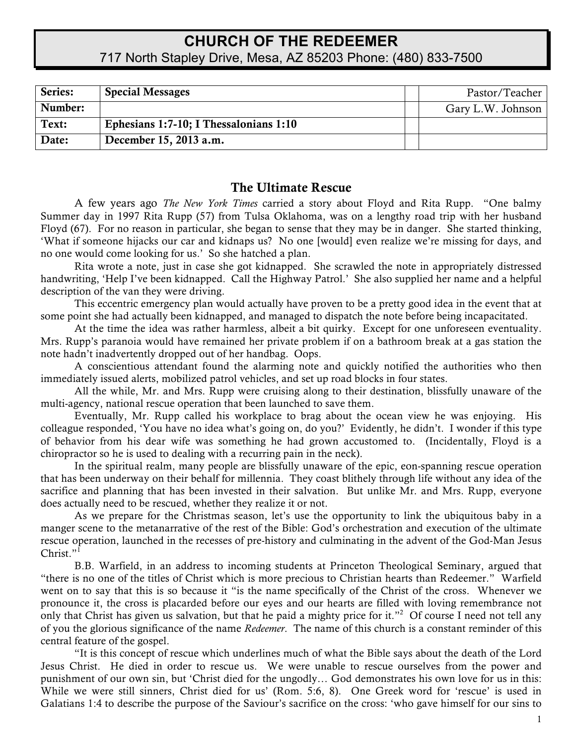# CHURCH OF THE REDEEMER

717 North Stapley Drive, Mesa, AZ 85203 Phone: (480) 833-7500

| | | | |
|---|---|---|---|
| **Series:** | **Special Messages** | | Pastor/Teacher |
| **Number:** | | | Gary L.W. Johnson |
| **Text:** | **Ephesians 1:7-10; I Thessalonians 1:10** | | |
| **Date:** | **December 15, 2013 a.m.** | | |

## The Ultimate Rescue

A few years ago *The New York Times* carried a story about Floyd and Rita Rupp. "One balmy Summer day in 1997 Rita Rupp (57) from Tulsa Oklahoma, was on a lengthy road trip with her husband Floyd (67). For no reason in particular, she began to sense that they may be in danger. She started thinking, 'What if someone hijacks our car and kidnaps us? No one [would] even realize we're missing for days, and no one would come looking for us.' So she hatched a plan.

Rita wrote a note, just in case she got kidnapped. She scrawled the note in appropriately distressed handwriting, 'Help I've been kidnapped. Call the Highway Patrol.' She also supplied her name and a helpful description of the van they were driving.

This eccentric emergency plan would actually have proven to be a pretty good idea in the event that at some point she had actually been kidnapped, and managed to dispatch the note before being incapacitated.

At the time the idea was rather harmless, albeit a bit quirky. Except for one unforeseen eventuality. Mrs. Rupp's paranoia would have remained her private problem if on a bathroom break at a gas station the note hadn't inadvertently dropped out of her handbag. Oops.

A conscientious attendant found the alarming note and quickly notified the authorities who then immediately issued alerts, mobilized patrol vehicles, and set up road blocks in four states.

All the while, Mr. and Mrs. Rupp were cruising along to their destination, blissfully unaware of the multi-agency, national rescue operation that been launched to save them.

Eventually, Mr. Rupp called his workplace to brag about the ocean view he was enjoying. His colleague responded, 'You have no idea what's going on, do you?' Evidently, he didn't. I wonder if this type of behavior from his dear wife was something he had grown accustomed to. (Incidentally, Floyd is a chiropractor so he is used to dealing with a recurring pain in the neck).

In the spiritual realm, many people are blissfully unaware of the epic, eon-spanning rescue operation that has been underway on their behalf for millennia. They coast blithely through life without any idea of the sacrifice and planning that has been invested in their salvation. But unlike Mr. and Mrs. Rupp, everyone does actually need to be rescued, whether they realize it or not.

As we prepare for the Christmas season, let's use the opportunity to link the ubiquitous baby in a manger scene to the metanarrative of the rest of the Bible: God's orchestration and execution of the ultimate rescue operation, launched in the recesses of pre-history and culminating in the advent of the God-Man Jesus Christ."[1]

B.B. Warfield, in an address to incoming students at Princeton Theological Seminary, argued that "there is no one of the titles of Christ which is more precious to Christian hearts than Redeemer." Warfield went on to say that this is so because it "is the name specifically of the Christ of the cross. Whenever we pronounce it, the cross is placarded before our eyes and our hearts are filled with loving remembrance not only that Christ has given us salvation, but that he paid a mighty price for it."[2] Of course I need not tell any of you the glorious significance of the name *Redeemer*. The name of this church is a constant reminder of this central feature of the gospel.

"It is this concept of rescue which underlines much of what the Bible says about the death of the Lord Jesus Christ. He died in order to rescue us. We were unable to rescue ourselves from the power and punishment of our own sin, but 'Christ died for the ungodly… God demonstrates his own love for us in this: While we were still sinners, Christ died for us' (Rom. 5:6, 8). One Greek word for 'rescue' is used in Galatians 1:4 to describe the purpose of the Saviour's sacrifice on the cross: 'who gave himself for our sins to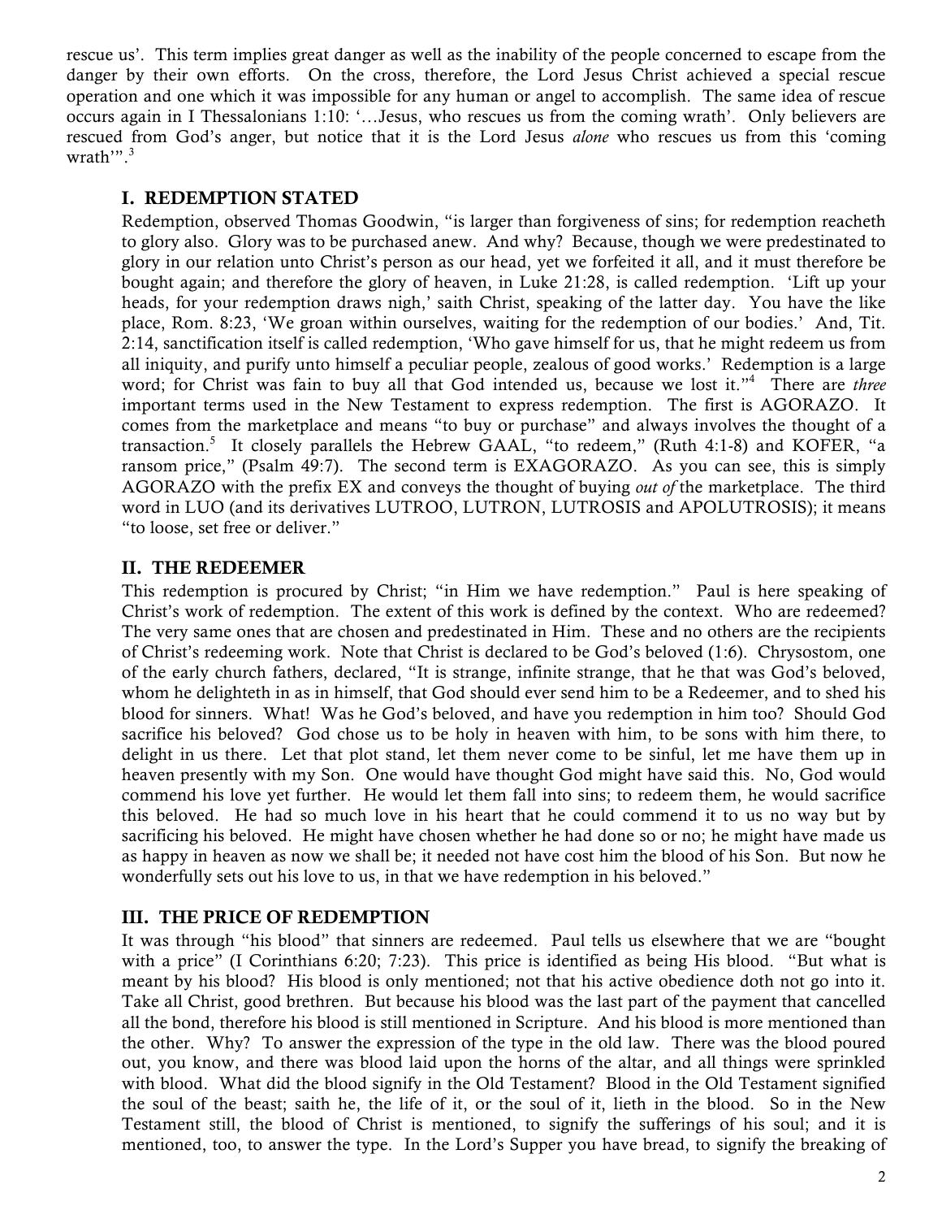rescue us'. This term implies great danger as well as the inability of the people concerned to escape from the danger by their own efforts. On the cross, therefore, the Lord Jesus Christ achieved a special rescue operation and one which it was impossible for any human or angel to accomplish. The same idea of rescue occurs again in I Thessalonians 1:10: '…Jesus, who rescues us from the coming wrath'. Only believers are rescued from God's anger, but notice that it is the Lord Jesus *alone* who rescues us from this 'coming wrath'".[3]

## I. REDEMPTION STATED

Redemption, observed Thomas Goodwin, "is larger than forgiveness of sins; for redemption reacheth to glory also. Glory was to be purchased anew. And why? Because, though we were predestinated to glory in our relation unto Christ's person as our head, yet we forfeited it all, and it must therefore be bought again; and therefore the glory of heaven, in Luke 21:28, is called redemption. 'Lift up your heads, for your redemption draws nigh,' saith Christ, speaking of the latter day. You have the like place, Rom. 8:23, 'We groan within ourselves, waiting for the redemption of our bodies.' And, Tit. 2:14, sanctification itself is called redemption, 'Who gave himself for us, that he might redeem us from all iniquity, and purify unto himself a peculiar people, zealous of good works.' Redemption is a large word; for Christ was fain to buy all that God intended us, because we lost it."[4] There are *three* important terms used in the New Testament to express redemption. The first is AGORAZO. It comes from the marketplace and means "to buy or purchase" and always involves the thought of a transaction.[5] It closely parallels the Hebrew GAAL, "to redeem," (Ruth 4:1-8) and KOFER, "a ransom price," (Psalm 49:7). The second term is EXAGORAZO. As you can see, this is simply AGORAZO with the prefix EX and conveys the thought of buying *out of* the marketplace. The third word in LUO (and its derivatives LUTROO, LUTRON, LUTROSIS and APOLUTROSIS); it means "to loose, set free or deliver."

## II. THE REDEEMER

This redemption is procured by Christ; "in Him we have redemption." Paul is here speaking of Christ's work of redemption. The extent of this work is defined by the context. Who are redeemed? The very same ones that are chosen and predestinated in Him. These and no others are the recipients of Christ's redeeming work. Note that Christ is declared to be God's beloved (1:6). Chrysostom, one of the early church fathers, declared, "It is strange, infinite strange, that he that was God's beloved, whom he delighteth in as in himself, that God should ever send him to be a Redeemer, and to shed his blood for sinners. What! Was he God's beloved, and have you redemption in him too? Should God sacrifice his beloved? God chose us to be holy in heaven with him, to be sons with him there, to delight in us there. Let that plot stand, let them never come to be sinful, let me have them up in heaven presently with my Son. One would have thought God might have said this. No, God would commend his love yet further. He would let them fall into sins; to redeem them, he would sacrifice this beloved. He had so much love in his heart that he could commend it to us no way but by sacrificing his beloved. He might have chosen whether he had done so or no; he might have made us as happy in heaven as now we shall be; it needed not have cost him the blood of his Son. But now he wonderfully sets out his love to us, in that we have redemption in his beloved."

## III. THE PRICE OF REDEMPTION

It was through "his blood" that sinners are redeemed. Paul tells us elsewhere that we are "bought with a price" (I Corinthians 6:20; 7:23). This price is identified as being His blood. "But what is meant by his blood? His blood is only mentioned; not that his active obedience doth not go into it. Take all Christ, good brethren. But because his blood was the last part of the payment that cancelled all the bond, therefore his blood is still mentioned in Scripture. And his blood is more mentioned than the other. Why? To answer the expression of the type in the old law. There was the blood poured out, you know, and there was blood laid upon the horns of the altar, and all things were sprinkled with blood. What did the blood signify in the Old Testament? Blood in the Old Testament signified the soul of the beast; saith he, the life of it, or the soul of it, lieth in the blood. So in the New Testament still, the blood of Christ is mentioned, to signify the sufferings of his soul; and it is mentioned, too, to answer the type. In the Lord's Supper you have bread, to signify the breaking of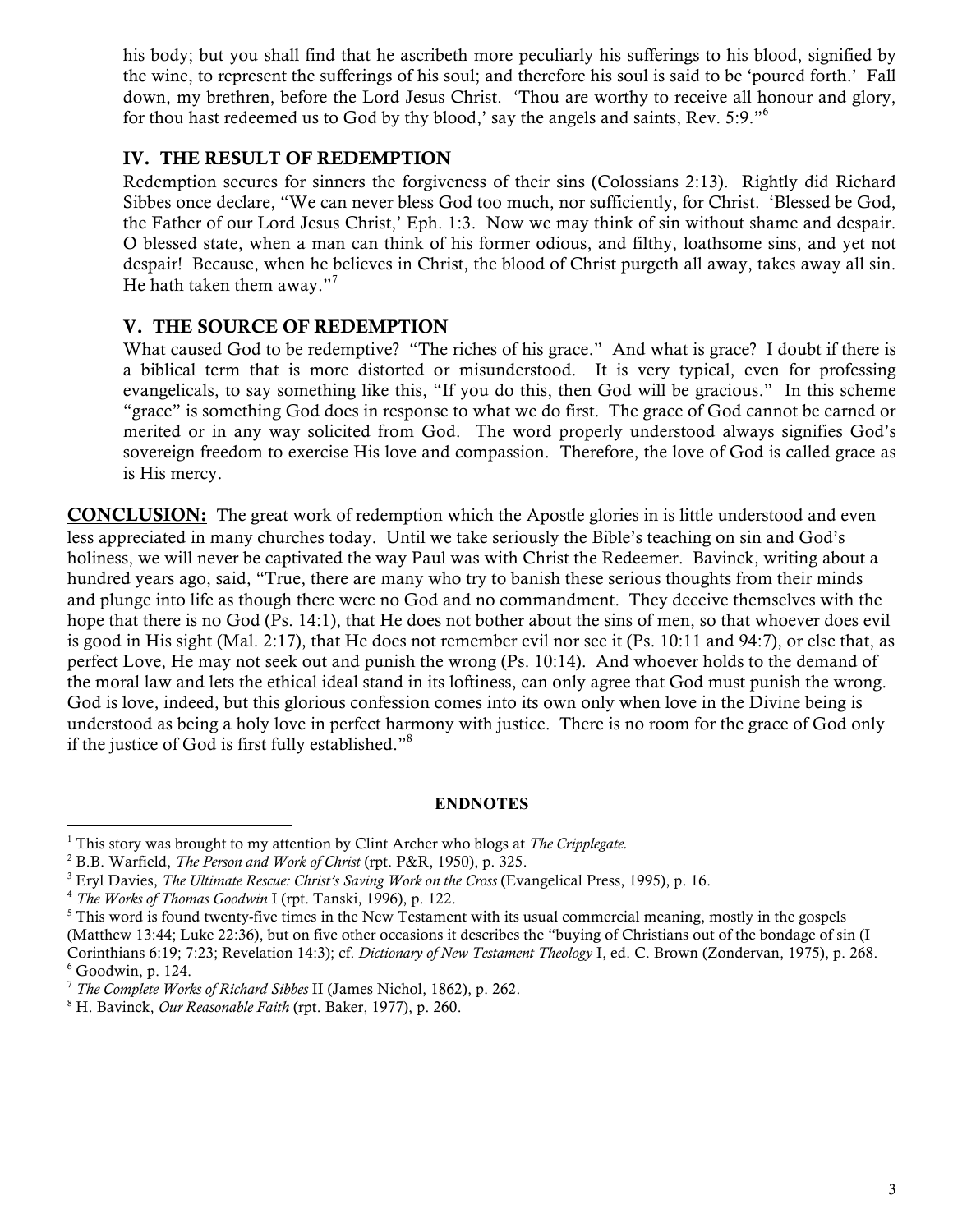his body; but you shall find that he ascribeth more peculiarly his sufferings to his blood, signified by the wine, to represent the sufferings of his soul; and therefore his soul is said to be 'poured forth.' Fall down, my brethren, before the Lord Jesus Christ. 'Thou are worthy to receive all honour and glory, for thou hast redeemed us to God by thy blood,' say the angels and saints, Rev. 5:9."[6]

## IV. THE RESULT OF REDEMPTION

Redemption secures for sinners the forgiveness of their sins (Colossians 2:13). Rightly did Richard Sibbes once declare, "We can never bless God too much, nor sufficiently, for Christ. 'Blessed be God, the Father of our Lord Jesus Christ,' Eph. 1:3. Now we may think of sin without shame and despair. O blessed state, when a man can think of his former odious, and filthy, loathsome sins, and yet not despair! Because, when he believes in Christ, the blood of Christ purgeth all away, takes away all sin. He hath taken them away."[7]

## V. THE SOURCE OF REDEMPTION

What caused God to be redemptive? "The riches of his grace." And what is grace? I doubt if there is a biblical term that is more distorted or misunderstood. It is very typical, even for professing evangelicals, to say something like this, "If you do this, then God will be gracious." In this scheme "grace" is something God does in response to what we do first. The grace of God cannot be earned or merited or in any way solicited from God. The word properly understood always signifies God's sovereign freedom to exercise His love and compassion. Therefore, the love of God is called grace as is His mercy.

**CONCLUSION:** The great work of redemption which the Apostle glories in is little understood and even less appreciated in many churches today. Until we take seriously the Bible's teaching on sin and God's holiness, we will never be captivated the way Paul was with Christ the Redeemer. Bavinck, writing about a hundred years ago, said, "True, there are many who try to banish these serious thoughts from their minds and plunge into life as though there were no God and no commandment. They deceive themselves with the hope that there is no God (Ps. 14:1), that He does not bother about the sins of men, so that whoever does evil is good in His sight (Mal. 2:17), that He does not remember evil nor see it (Ps. 10:11 and 94:7), or else that, as perfect Love, He may not seek out and punish the wrong (Ps. 10:14). And whoever holds to the demand of the moral law and lets the ethical ideal stand in its loftiness, can only agree that God must punish the wrong. God is love, indeed, but this glorious confession comes into its own only when love in the Divine being is understood as being a holy love in perfect harmony with justice. There is no room for the grace of God only if the justice of God is first fully established."[8]

**ENDNOTES**

[1] This story was brought to my attention by Clint Archer who blogs at *The Cripplegate.*

[2] B.B. Warfield, *The Person and Work of Christ* (rpt. P&R, 1950), p. 325.

[3] Eryl Davies, *The Ultimate Rescue: Christ's Saving Work on the Cross* (Evangelical Press, 1995), p. 16.

[4] *The Works of Thomas Goodwin* I (rpt. Tanski, 1996), p. 122.

[5] This word is found twenty-five times in the New Testament with its usual commercial meaning, mostly in the gospels (Matthew 13:44; Luke 22:36), but on five other occasions it describes the "buying of Christians out of the bondage of sin (I Corinthians 6:19; 7:23; Revelation 14:3); cf. *Dictionary of New Testament Theology* I, ed. C. Brown (Zondervan, 1975), p. 268.

[6] Goodwin, p. 124.

[7] *The Complete Works of Richard Sibbes* II (James Nichol, 1862), p. 262.

[8] H. Bavinck, *Our Reasonable Faith* (rpt. Baker, 1977), p. 260.